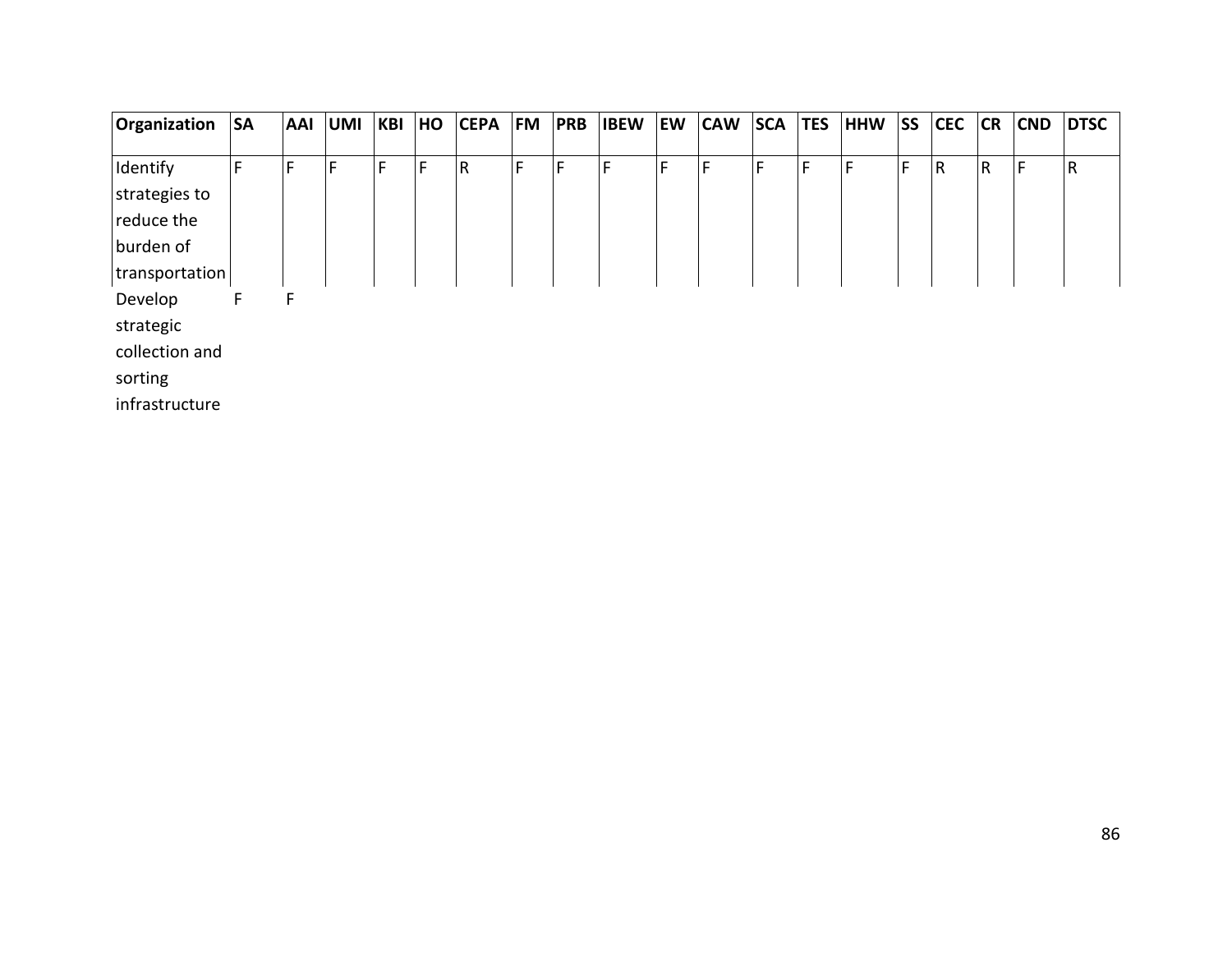| Organization | SA | AAI | UMI | KBI | HO | CEPA | FM | PRB | IBEW | EW | CAW | SCA | TES | HHW | SS | CEC | CR | CND | DTSC |
|---|---|---|---|---|---|---|---|---|---|---|---|---|---|---|---|---|---|---|---|
| Identify strategies to reduce the burden of transportation | F | F | F | F | F | R | F | F | F | F | F | F | F | F | F | R | R | F | R |
| Develop strategic collection and sorting infrastructure | F | F | | | | | | | | | | | | | | | | | |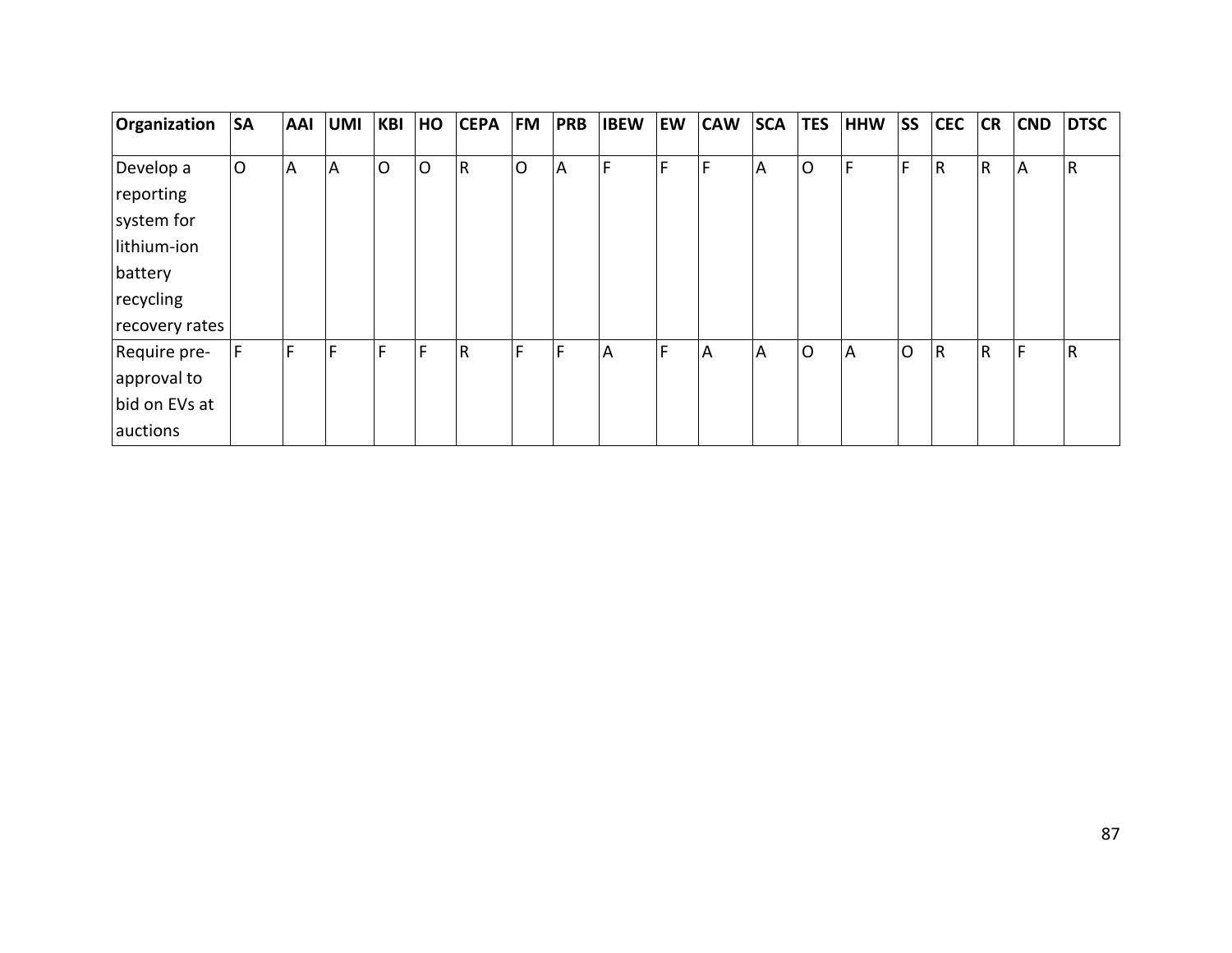| Organization | SA | AAI | UMI | KBI | HO | CEPA | FM | PRB | IBEW | EW | CAW | SCA | TES | HHW | SS | CEC | CR | CND | DTSC |
|---|---|---|---|---|---|---|---|---|---|---|---|---|---|---|---|---|---|---|---|
| Develop a reporting system for lithium-ion battery recycling recovery rates | O | A | A | O | O | R | O | A | F | F | F | A | O | F | F | R | R | A | R |
| Require pre-approval to bid on EVs at auctions | F | F | F | F | F | R | F | F | A | F | A | A | O | A | O | R | R | F | R |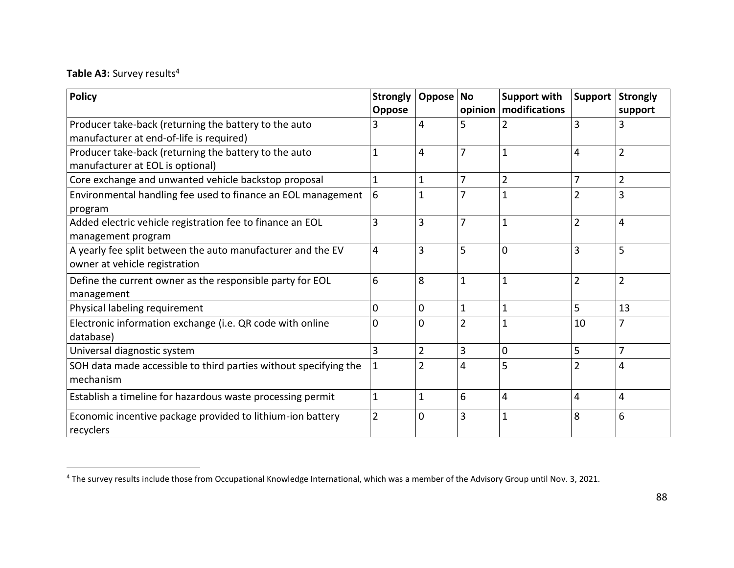**Table A3:** Survey results[4]

| Policy | Strongly Oppose | Oppose | No opinion | Support with modifications | Support | Strongly support |
|---|---|---|---|---|---|---|
| Producer take-back (returning the battery to the auto manufacturer at end-of-life is required) | 3 | 4 | 5 | 2 | 3 | 3 |
| Producer take-back (returning the battery to the auto manufacturer at EOL is optional) | 1 | 4 | 7 | 1 | 4 | 2 |
| Core exchange and unwanted vehicle backstop proposal | 1 | 1 | 7 | 2 | 7 | 2 |
| Environmental handling fee used to finance an EOL management program | 6 | 1 | 7 | 1 | 2 | 3 |
| Added electric vehicle registration fee to finance an EOL management program | 3 | 3 | 7 | 1 | 2 | 4 |
| A yearly fee split between the auto manufacturer and the EV owner at vehicle registration | 4 | 3 | 5 | 0 | 3 | 5 |
| Define the current owner as the responsible party for EOL management | 6 | 8 | 1 | 1 | 2 | 2 |
| Physical labeling requirement | 0 | 0 | 1 | 1 | 5 | 13 |
| Electronic information exchange (i.e. QR code with online database) | 0 | 0 | 2 | 1 | 10 | 7 |
| Universal diagnostic system | 3 | 2 | 3 | 0 | 5 | 7 |
| SOH data made accessible to third parties without specifying the mechanism | 1 | 2 | 4 | 5 | 2 | 4 |
| Establish a timeline for hazardous waste processing permit | 1 | 1 | 6 | 4 | 4 | 4 |
| Economic incentive package provided to lithium-ion battery recyclers | 2 | 0 | 3 | 1 | 8 | 6 |

[4] The survey results include those from Occupational Knowledge International, which was a member of the Advisory Group until Nov. 3, 2021.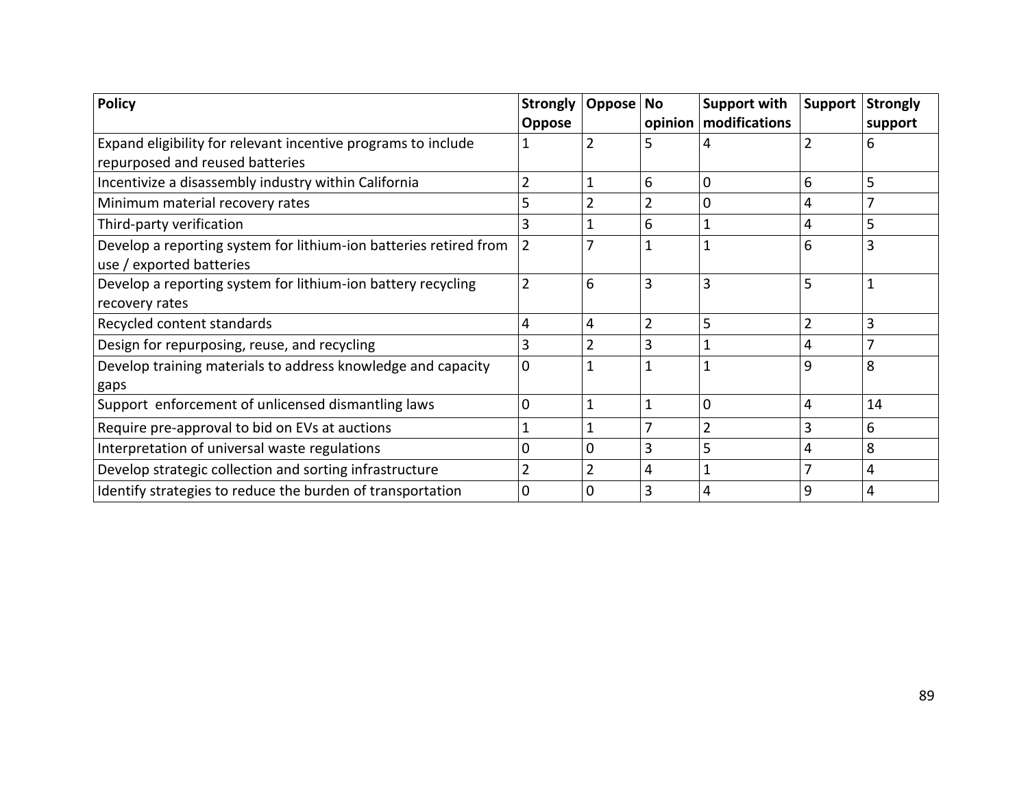| Policy | Strongly Oppose | Oppose | No opinion | Support with modifications | Support | Strongly support |
|---|---|---|---|---|---|---|
| Expand eligibility for relevant incentive programs to include repurposed and reused batteries | 1 | 2 | 5 | 4 | 2 | 6 |
| Incentivize a disassembly industry within California | 2 | 1 | 6 | 0 | 6 | 5 |
| Minimum material recovery rates | 5 | 2 | 2 | 0 | 4 | 7 |
| Third-party verification | 3 | 1 | 6 | 1 | 4 | 5 |
| Develop a reporting system for lithium-ion batteries retired from use / exported batteries | 2 | 7 | 1 | 1 | 6 | 3 |
| Develop a reporting system for lithium-ion battery recycling recovery rates | 2 | 6 | 3 | 3 | 5 | 1 |
| Recycled content standards | 4 | 4 | 2 | 5 | 2 | 3 |
| Design for repurposing, reuse, and recycling | 3 | 2 | 3 | 1 | 4 | 7 |
| Develop training materials to address knowledge and capacity gaps | 0 | 1 | 1 | 1 | 9 | 8 |
| Support enforcement of unlicensed dismantling laws | 0 | 1 | 1 | 0 | 4 | 14 |
| Require pre-approval to bid on EVs at auctions | 1 | 1 | 7 | 2 | 3 | 6 |
| Interpretation of universal waste regulations | 0 | 0 | 3 | 5 | 4 | 8 |
| Develop strategic collection and sorting infrastructure | 2 | 2 | 4 | 1 | 7 | 4 |
| Identify strategies to reduce the burden of transportation | 0 | 0 | 3 | 4 | 9 | 4 |